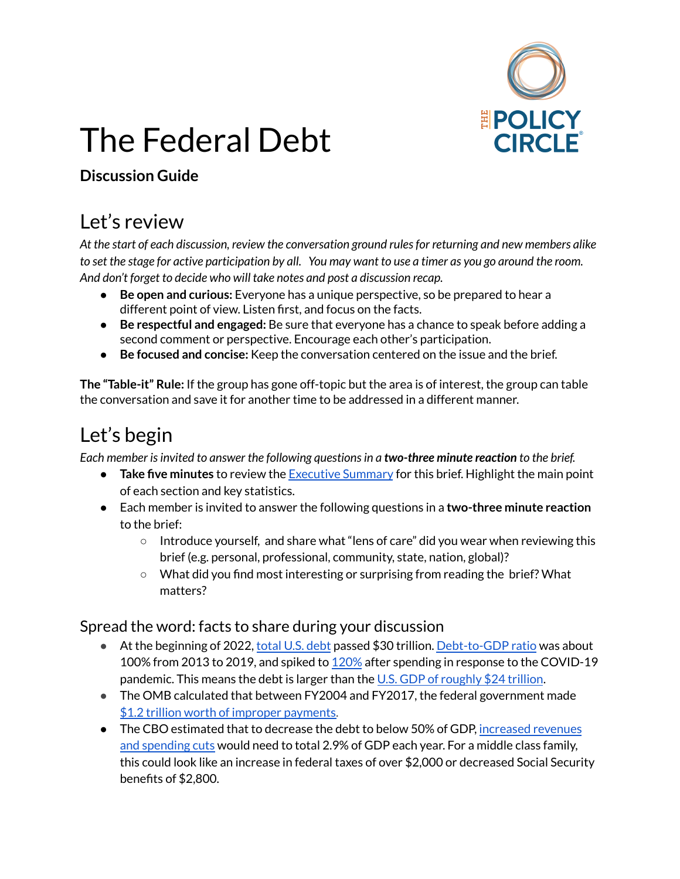# The Federal Debt

**Discussion Guide**

## Let's review

*At the start of each discussion, review the conversation ground rules for returning and new members alike to set the stage for active participation by all. You may want to use a timer as you go around the room. And don't forget to decide who will take notes and post a discussion recap.*

- **Be open and curious:** Everyone has a unique perspective, so be prepared to hear a different point of view. Listen first, and focus on the facts.
- **Be respectful and engaged:** Be sure that everyone has a chance to speak before adding a second comment or perspective. Encourage each other's participation.
- **Be focused and concise:** Keep the conversation centered on the issue and the brief.

**The "Table-it" Rule:** If the group has gone off-topic but the area is of interest, the group can table the conversation and save it for another time to be addressed in a different manner.

## Let's begin

*Each member is invited to answer the following questions in a* ***two-three minute reaction*** *to the brief.*

- **Take five minutes** to review the Executive Summary for this brief. Highlight the main point of each section and key statistics.
- Each member is invited to answer the following questions in a **two-three minute reaction** to the brief:
  - Introduce yourself, and share what "lens of care" did you wear when reviewing this brief (e.g. personal, professional, community, state, nation, global)?
  - What did you find most interesting or surprising from reading the brief? What matters?

### Spread the word: facts to share during your discussion

- At the beginning of 2022, total U.S. debt passed $30 trillion. Debt-to-GDP ratio was about 100% from 2013 to 2019, and spiked to 120% after spending in response to the COVID-19 pandemic. This means the debt is larger than the U.S. GDP of roughly $24 trillion.
- The OMB calculated that between FY2004 and FY2017, the federal government made $1.2 trillion worth of improper payments.
- The CBO estimated that to decrease the debt to below 50% of GDP, increased revenues and spending cuts would need to total 2.9% of GDP each year. For a middle class family, this could look like an increase in federal taxes of over $2,000 or decreased Social Security benefits of $2,800.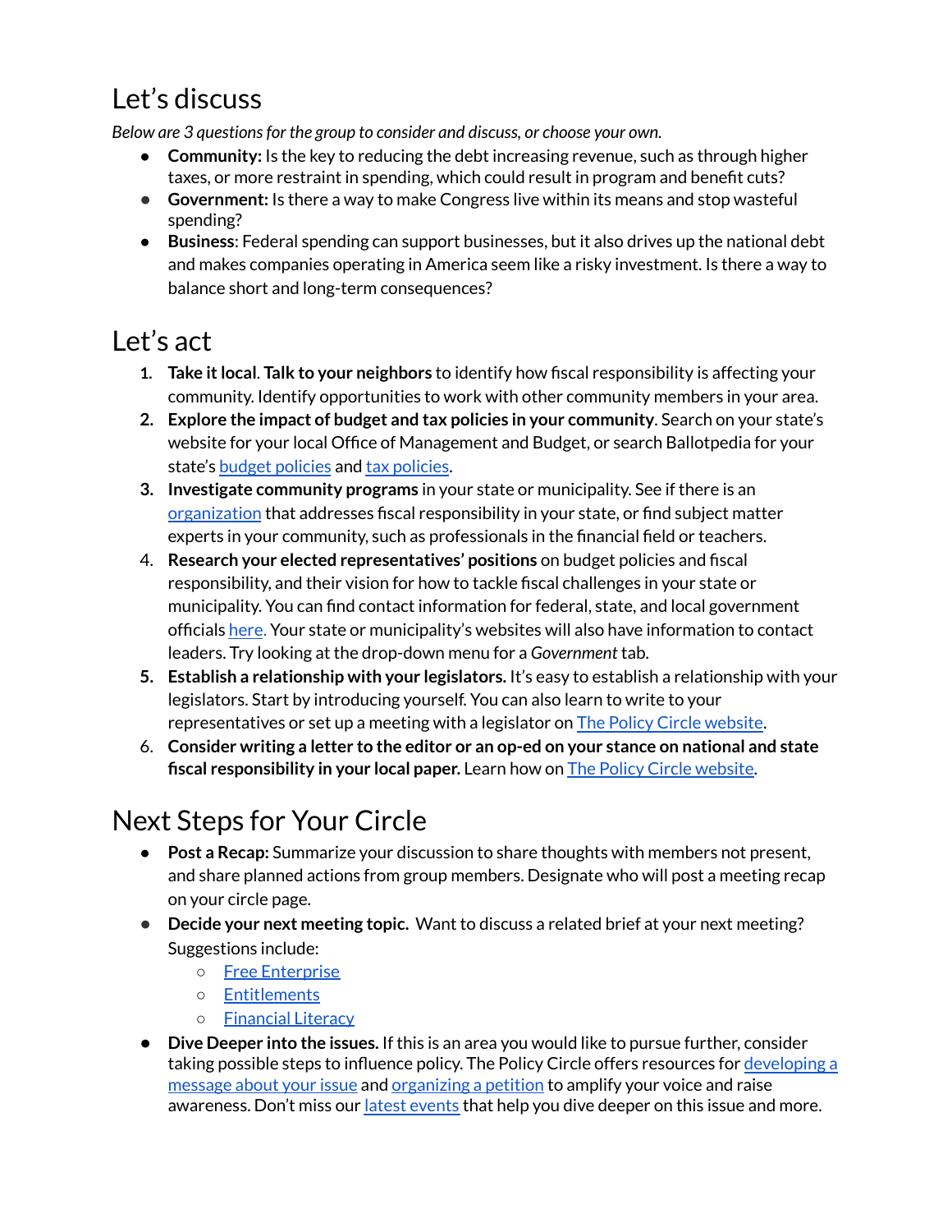# Let's discuss

*Below are 3 questions for the group to consider and discuss, or choose your own.*

- **Community:** Is the key to reducing the debt increasing revenue, such as through higher taxes, or more restraint in spending, which could result in program and benefit cuts?
- **Government:** Is there a way to make Congress live within its means and stop wasteful spending?
- **Business**: Federal spending can support businesses, but it also drives up the national debt and makes companies operating in America seem like a risky investment. Is there a way to balance short and long-term consequences?

# Let's act

1. **Take it local**. **Talk to your neighbors** to identify how fiscal responsibility is affecting your community. Identify opportunities to work with other community members in your area.
2. **Explore the impact of budget and tax policies in your community**. Search on your state's website for your local Office of Management and Budget, or search Ballotpedia for your state's budget policies and tax policies.
3. **Investigate community programs** in your state or municipality. See if there is an organization that addresses fiscal responsibility in your state, or find subject matter experts in your community, such as professionals in the financial field or teachers.
4. **Research your elected representatives' positions** on budget policies and fiscal responsibility, and their vision for how to tackle fiscal challenges in your state or municipality. You can find contact information for federal, state, and local government officials here. Your state or municipality's websites will also have information to contact leaders. Try looking at the drop-down menu for a *Government* tab.
5. **Establish a relationship with your legislators.** It's easy to establish a relationship with your legislators. Start by introducing yourself. You can also learn to write to your representatives or set up a meeting with a legislator on The Policy Circle website.
6. **Consider writing a letter to the editor or an op-ed on your stance on national and state fiscal responsibility in your local paper.** Learn how on The Policy Circle website.

# Next Steps for Your Circle

- **Post a Recap:** Summarize your discussion to share thoughts with members not present, and share planned actions from group members. Designate who will post a meeting recap on your circle page.
- **Decide your next meeting topic.** Want to discuss a related brief at your next meeting? Suggestions include:
  - Free Enterprise
  - Entitlements
  - Financial Literacy
- **Dive Deeper into the issues.** If this is an area you would like to pursue further, consider taking possible steps to influence policy. The Policy Circle offers resources for developing a message about your issue and organizing a petition to amplify your voice and raise awareness. Don't miss our latest events that help you dive deeper on this issue and more.